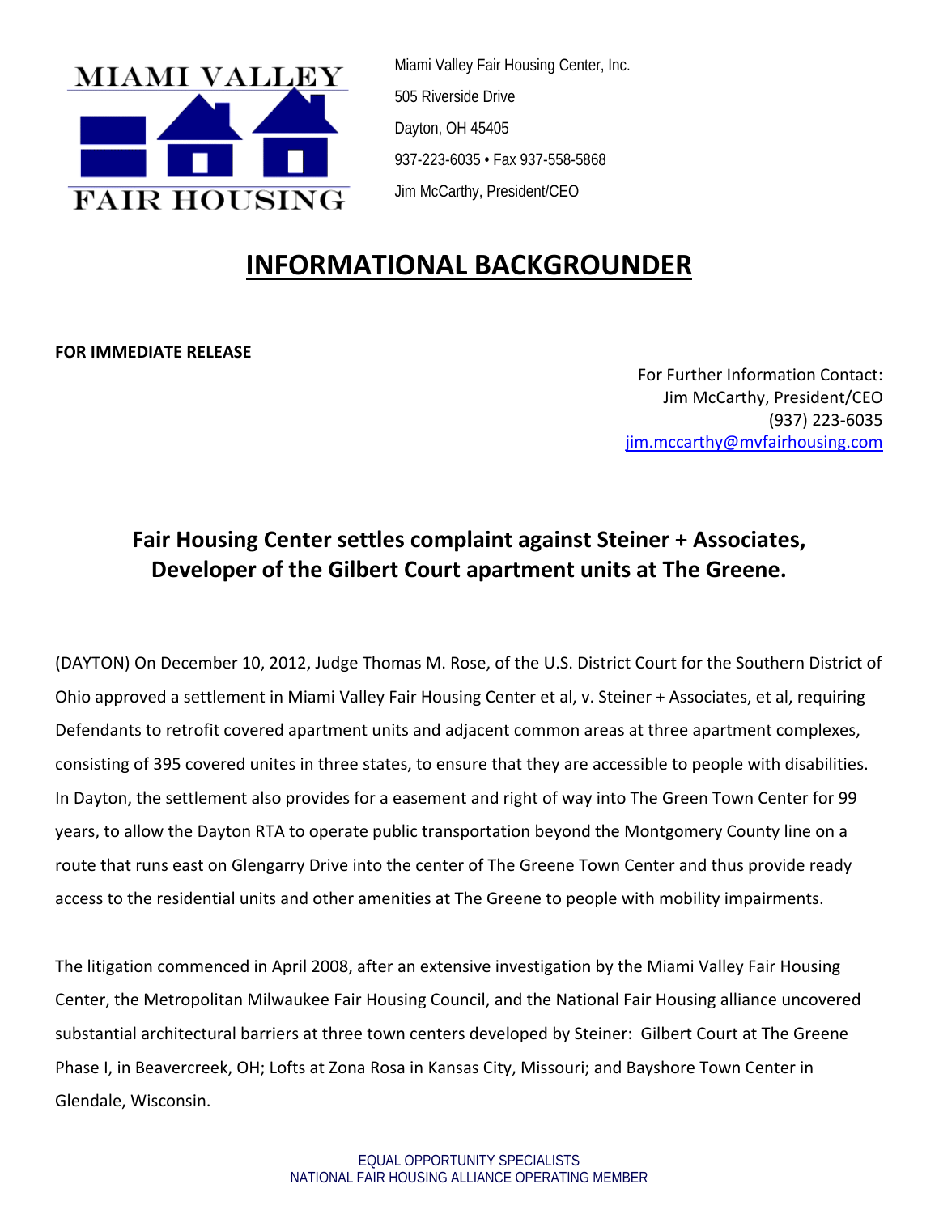MIAMI VALLEY FAIR HOUSING

Miami Valley Fair Housing Center, Inc.
505 Riverside Drive
Dayton, OH 45405
937-223-6035 • Fax 937-558-5868
Jim McCarthy, President/CEO

# INFORMATIONAL BACKGROUNDER

**FOR IMMEDIATE RELEASE**

For Further Information Contact:
Jim McCarthy, President/CEO
(937) 223-6035
jim.mccarthy@mvfairhousing.com

## Fair Housing Center settles complaint against Steiner + Associates, Developer of the Gilbert Court apartment units at The Greene.

(DAYTON) On December 10, 2012, Judge Thomas M. Rose, of the U.S. District Court for the Southern District of Ohio approved a settlement in Miami Valley Fair Housing Center et al, v. Steiner + Associates, et al, requiring Defendants to retrofit covered apartment units and adjacent common areas at three apartment complexes, consisting of 395 covered unites in three states, to ensure that they are accessible to people with disabilities. In Dayton, the settlement also provides for a easement and right of way into The Green Town Center for 99 years, to allow the Dayton RTA to operate public transportation beyond the Montgomery County line on a route that runs east on Glengarry Drive into the center of The Greene Town Center and thus provide ready access to the residential units and other amenities at The Greene to people with mobility impairments.

The litigation commenced in April 2008, after an extensive investigation by the Miami Valley Fair Housing Center, the Metropolitan Milwaukee Fair Housing Council, and the National Fair Housing alliance uncovered substantial architectural barriers at three town centers developed by Steiner: Gilbert Court at The Greene Phase I, in Beavercreek, OH; Lofts at Zona Rosa in Kansas City, Missouri; and Bayshore Town Center in Glendale, Wisconsin.

EQUAL OPPORTUNITY SPECIALISTS
NATIONAL FAIR HOUSING ALLIANCE OPERATING MEMBER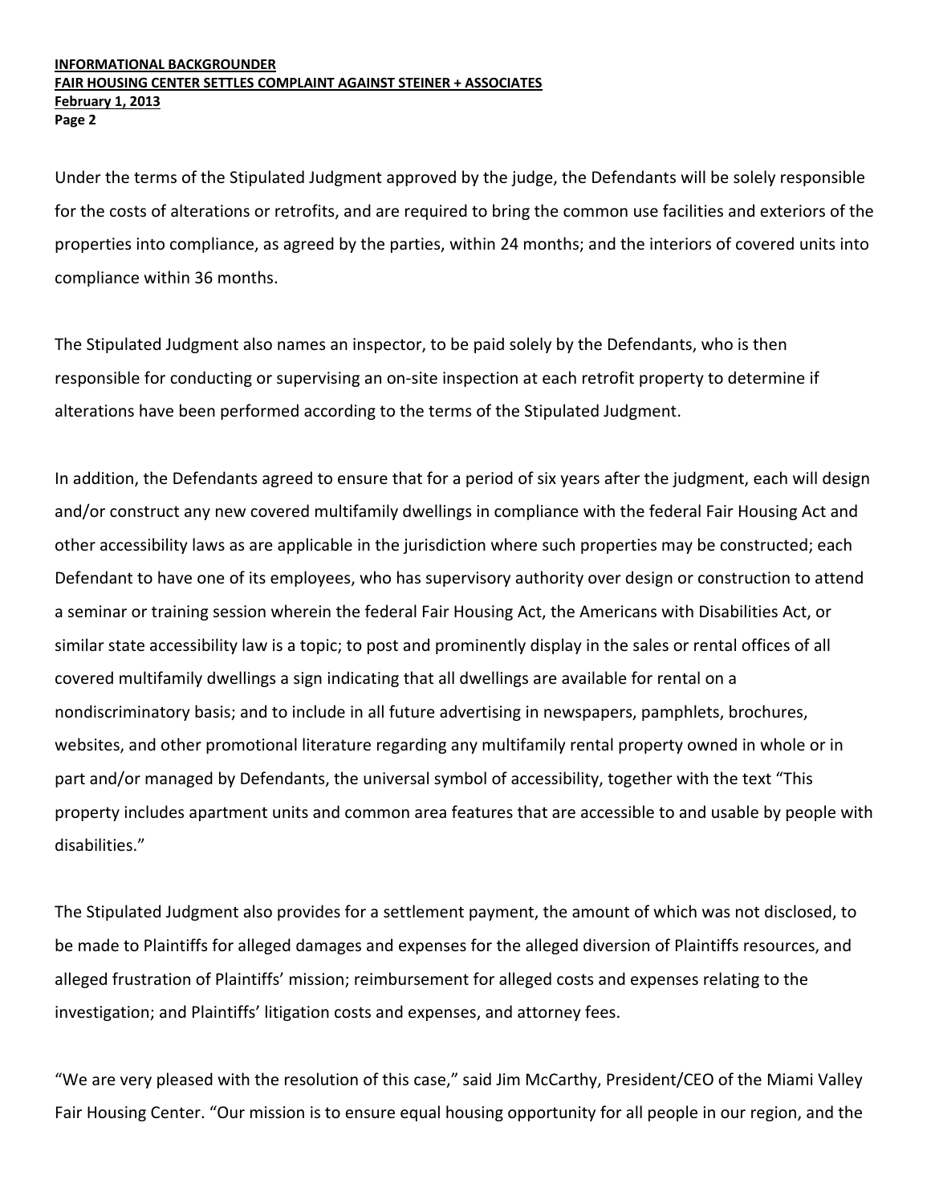Under the terms of the Stipulated Judgment approved by the judge, the Defendants will be solely responsible for the costs of alterations or retrofits, and are required to bring the common use facilities and exteriors of the properties into compliance, as agreed by the parties, within 24 months; and the interiors of covered units into compliance within 36 months.

The Stipulated Judgment also names an inspector, to be paid solely by the Defendants, who is then responsible for conducting or supervising an on-site inspection at each retrofit property to determine if alterations have been performed according to the terms of the Stipulated Judgment.

In addition, the Defendants agreed to ensure that for a period of six years after the judgment, each will design and/or construct any new covered multifamily dwellings in compliance with the federal Fair Housing Act and other accessibility laws as are applicable in the jurisdiction where such properties may be constructed; each Defendant to have one of its employees, who has supervisory authority over design or construction to attend a seminar or training session wherein the federal Fair Housing Act, the Americans with Disabilities Act, or similar state accessibility law is a topic; to post and prominently display in the sales or rental offices of all covered multifamily dwellings a sign indicating that all dwellings are available for rental on a nondiscriminatory basis; and to include in all future advertising in newspapers, pamphlets, brochures, websites, and other promotional literature regarding any multifamily rental property owned in whole or in part and/or managed by Defendants, the universal symbol of accessibility, together with the text "This property includes apartment units and common area features that are accessible to and usable by people with disabilities."

The Stipulated Judgment also provides for a settlement payment, the amount of which was not disclosed, to be made to Plaintiffs for alleged damages and expenses for the alleged diversion of Plaintiffs resources, and alleged frustration of Plaintiffs' mission; reimbursement for alleged costs and expenses relating to the investigation; and Plaintiffs' litigation costs and expenses, and attorney fees.

"We are very pleased with the resolution of this case," said Jim McCarthy, President/CEO of the Miami Valley Fair Housing Center. "Our mission is to ensure equal housing opportunity for all people in our region, and the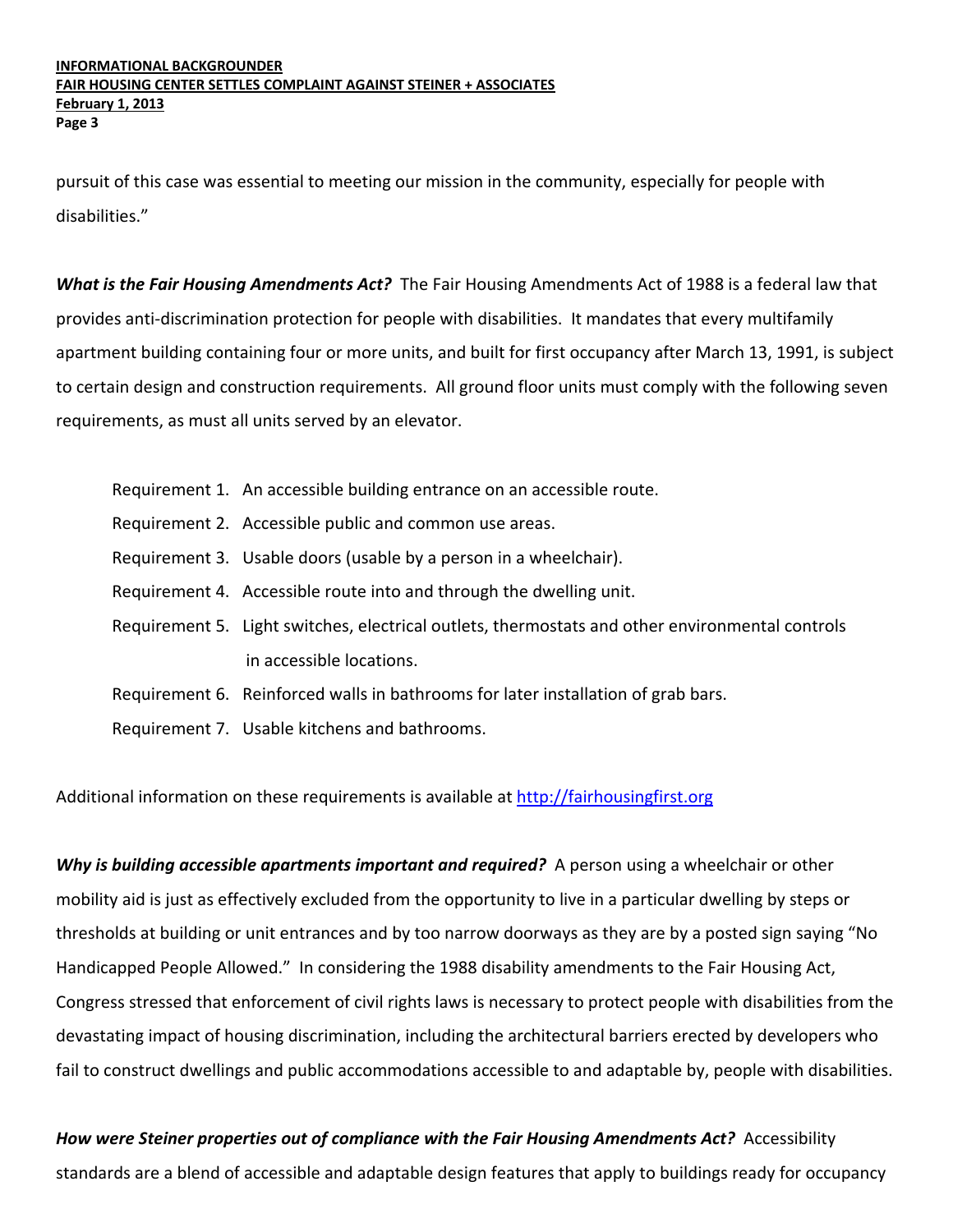pursuit of this case was essential to meeting our mission in the community, especially for people with disabilities."

***What is the Fair Housing Amendments Act?*** The Fair Housing Amendments Act of 1988 is a federal law that provides anti-discrimination protection for people with disabilities. It mandates that every multifamily apartment building containing four or more units, and built for first occupancy after March 13, 1991, is subject to certain design and construction requirements. All ground floor units must comply with the following seven requirements, as must all units served by an elevator.

- Requirement 1. An accessible building entrance on an accessible route.
- Requirement 2. Accessible public and common use areas.
- Requirement 3. Usable doors (usable by a person in a wheelchair).
- Requirement 4. Accessible route into and through the dwelling unit.
- Requirement 5. Light switches, electrical outlets, thermostats and other environmental controls in accessible locations.
- Requirement 6. Reinforced walls in bathrooms for later installation of grab bars.
- Requirement 7. Usable kitchens and bathrooms.

Additional information on these requirements is available at [http://fairhousingfirst.org](http://fairhousingfirst.org)

***Why is building accessible apartments important and required?*** A person using a wheelchair or other mobility aid is just as effectively excluded from the opportunity to live in a particular dwelling by steps or thresholds at building or unit entrances and by too narrow doorways as they are by a posted sign saying "No Handicapped People Allowed." In considering the 1988 disability amendments to the Fair Housing Act, Congress stressed that enforcement of civil rights laws is necessary to protect people with disabilities from the devastating impact of housing discrimination, including the architectural barriers erected by developers who fail to construct dwellings and public accommodations accessible to and adaptable by, people with disabilities.

***How were Steiner properties out of compliance with the Fair Housing Amendments Act?*** Accessibility standards are a blend of accessible and adaptable design features that apply to buildings ready for occupancy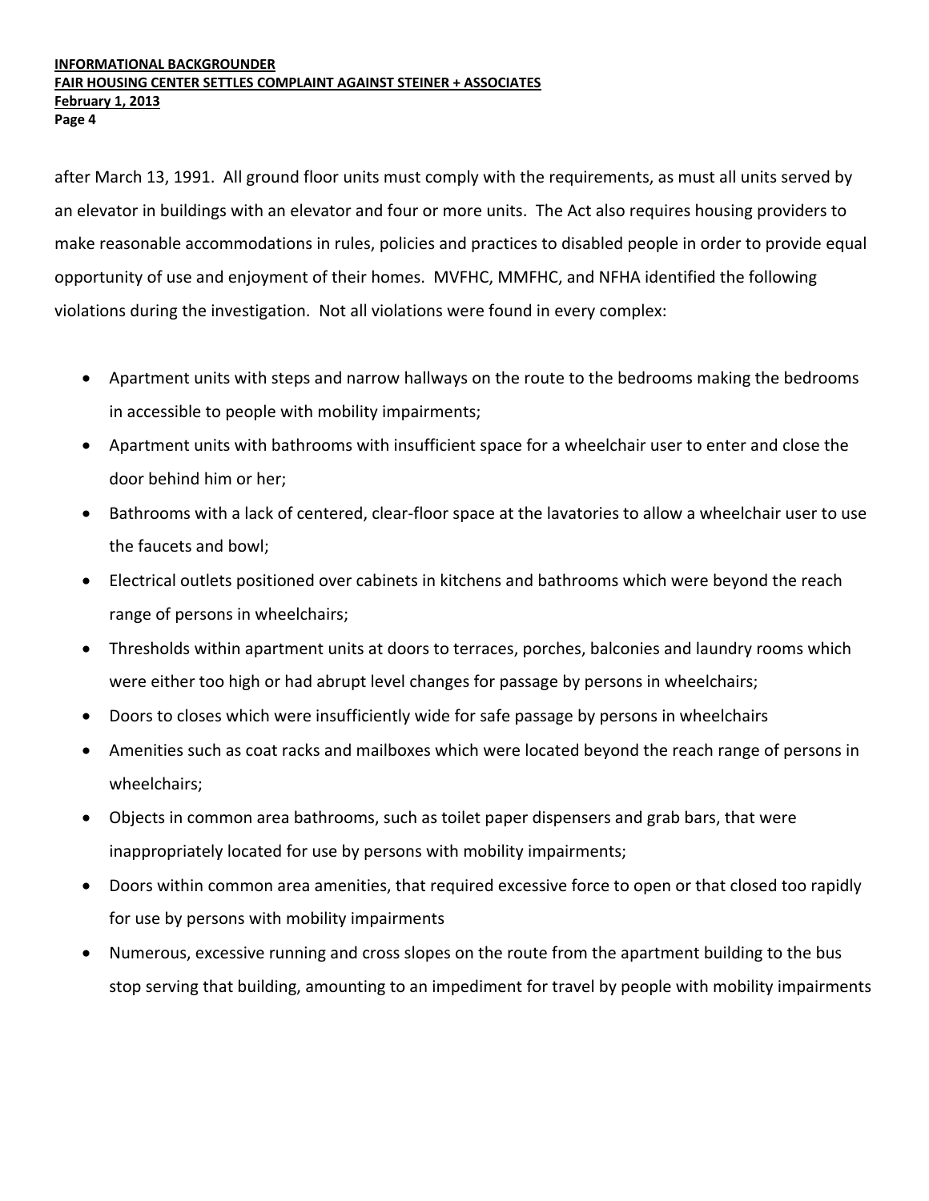after March 13, 1991. All ground floor units must comply with the requirements, as must all units served by an elevator in buildings with an elevator and four or more units. The Act also requires housing providers to make reasonable accommodations in rules, policies and practices to disabled people in order to provide equal opportunity of use and enjoyment of their homes. MVFHC, MMFHC, and NFHA identified the following violations during the investigation. Not all violations were found in every complex:

- Apartment units with steps and narrow hallways on the route to the bedrooms making the bedrooms in accessible to people with mobility impairments;
- Apartment units with bathrooms with insufficient space for a wheelchair user to enter and close the door behind him or her;
- Bathrooms with a lack of centered, clear-floor space at the lavatories to allow a wheelchair user to use the faucets and bowl;
- Electrical outlets positioned over cabinets in kitchens and bathrooms which were beyond the reach range of persons in wheelchairs;
- Thresholds within apartment units at doors to terraces, porches, balconies and laundry rooms which were either too high or had abrupt level changes for passage by persons in wheelchairs;
- Doors to closes which were insufficiently wide for safe passage by persons in wheelchairs
- Amenities such as coat racks and mailboxes which were located beyond the reach range of persons in wheelchairs;
- Objects in common area bathrooms, such as toilet paper dispensers and grab bars, that were inappropriately located for use by persons with mobility impairments;
- Doors within common area amenities, that required excessive force to open or that closed too rapidly for use by persons with mobility impairments
- Numerous, excessive running and cross slopes on the route from the apartment building to the bus stop serving that building, amounting to an impediment for travel by people with mobility impairments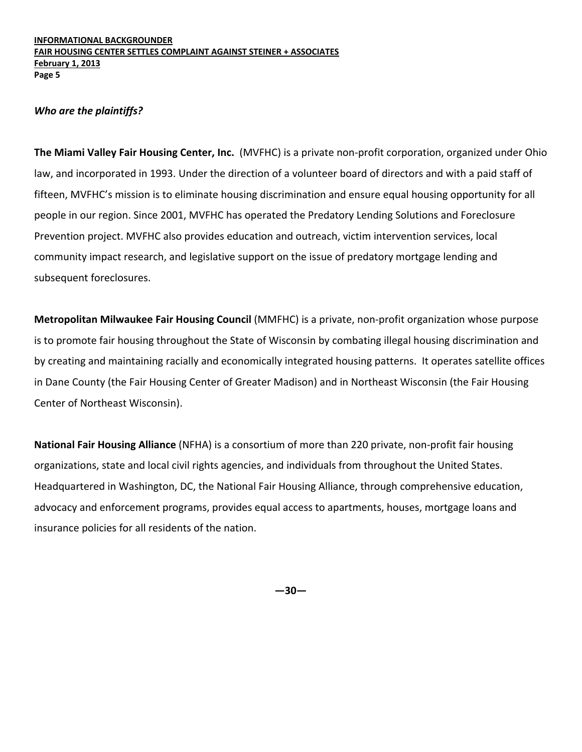*Who are the plaintiffs?*

**The Miami Valley Fair Housing Center, Inc.** (MVFHC) is a private non-profit corporation, organized under Ohio law, and incorporated in 1993. Under the direction of a volunteer board of directors and with a paid staff of fifteen, MVFHC's mission is to eliminate housing discrimination and ensure equal housing opportunity for all people in our region. Since 2001, MVFHC has operated the Predatory Lending Solutions and Foreclosure Prevention project. MVFHC also provides education and outreach, victim intervention services, local community impact research, and legislative support on the issue of predatory mortgage lending and subsequent foreclosures.

**Metropolitan Milwaukee Fair Housing Council** (MMFHC) is a private, non-profit organization whose purpose is to promote fair housing throughout the State of Wisconsin by combating illegal housing discrimination and by creating and maintaining racially and economically integrated housing patterns. It operates satellite offices in Dane County (the Fair Housing Center of Greater Madison) and in Northeast Wisconsin (the Fair Housing Center of Northeast Wisconsin).

**National Fair Housing Alliance** (NFHA) is a consortium of more than 220 private, non-profit fair housing organizations, state and local civil rights agencies, and individuals from throughout the United States. Headquartered in Washington, DC, the National Fair Housing Alliance, through comprehensive education, advocacy and enforcement programs, provides equal access to apartments, houses, mortgage loans and insurance policies for all residents of the nation.

**—30—**